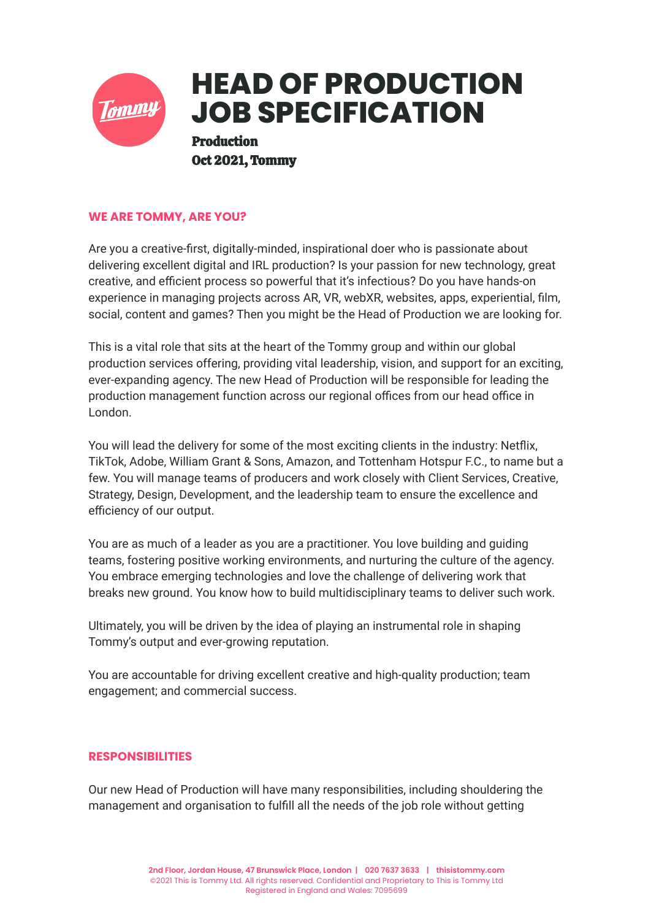# HEAD OF PRODUCTION JOB SPECIFICATION

**Production**
**Oct 2021, Tommy**

## WE ARE TOMMY, ARE YOU?

Are you a creative-first, digitally-minded, inspirational doer who is passionate about delivering excellent digital and IRL production? Is your passion for new technology, great creative, and efficient process so powerful that it's infectious? Do you have hands-on experience in managing projects across AR, VR, webXR, websites, apps, experiential, film, social, content and games? Then you might be the Head of Production we are looking for.

This is a vital role that sits at the heart of the Tommy group and within our global production services offering, providing vital leadership, vision, and support for an exciting, ever-expanding agency. The new Head of Production will be responsible for leading the production management function across our regional offices from our head office in London.

You will lead the delivery for some of the most exciting clients in the industry: Netflix, TikTok, Adobe, William Grant & Sons, Amazon, and Tottenham Hotspur F.C., to name but a few. You will manage teams of producers and work closely with Client Services, Creative, Strategy, Design, Development, and the leadership team to ensure the excellence and efficiency of our output.

You are as much of a leader as you are a practitioner. You love building and guiding teams, fostering positive working environments, and nurturing the culture of the agency. You embrace emerging technologies and love the challenge of delivering work that breaks new ground. You know how to build multidisciplinary teams to deliver such work.

Ultimately, you will be driven by the idea of playing an instrumental role in shaping Tommy's output and ever-growing reputation.

You are accountable for driving excellent creative and high-quality production; team engagement; and commercial success.

## RESPONSIBILITIES

Our new Head of Production will have many responsibilities, including shouldering the management and organisation to fulfill all the needs of the job role without getting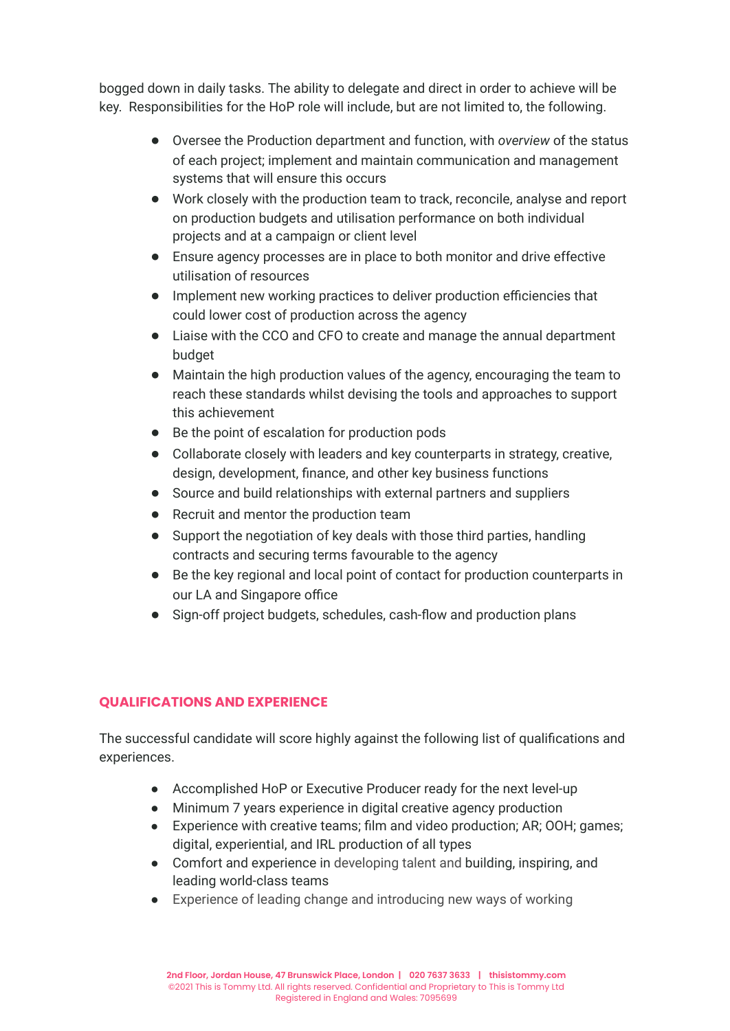bogged down in daily tasks. The ability to delegate and direct in order to achieve will be key. Responsibilities for the HoP role will include, but are not limited to, the following.

- Oversee the Production department and function, with *overview* of the status of each project; implement and maintain communication and management systems that will ensure this occurs
- Work closely with the production team to track, reconcile, analyse and report on production budgets and utilisation performance on both individual projects and at a campaign or client level
- Ensure agency processes are in place to both monitor and drive effective utilisation of resources
- Implement new working practices to deliver production efficiencies that could lower cost of production across the agency
- Liaise with the CCO and CFO to create and manage the annual department budget
- Maintain the high production values of the agency, encouraging the team to reach these standards whilst devising the tools and approaches to support this achievement
- Be the point of escalation for production pods
- Collaborate closely with leaders and key counterparts in strategy, creative, design, development, finance, and other key business functions
- Source and build relationships with external partners and suppliers
- Recruit and mentor the production team
- Support the negotiation of key deals with those third parties, handling contracts and securing terms favourable to the agency
- Be the key regional and local point of contact for production counterparts in our LA and Singapore office
- Sign-off project budgets, schedules, cash-flow and production plans

## QUALIFICATIONS AND EXPERIENCE

The successful candidate will score highly against the following list of qualifications and experiences.

- Accomplished HoP or Executive Producer ready for the next level-up
- Minimum 7 years experience in digital creative agency production
- Experience with creative teams; film and video production; AR; OOH; games; digital, experiential, and IRL production of all types
- Comfort and experience in developing talent and building, inspiring, and leading world-class teams
- Experience of leading change and introducing new ways of working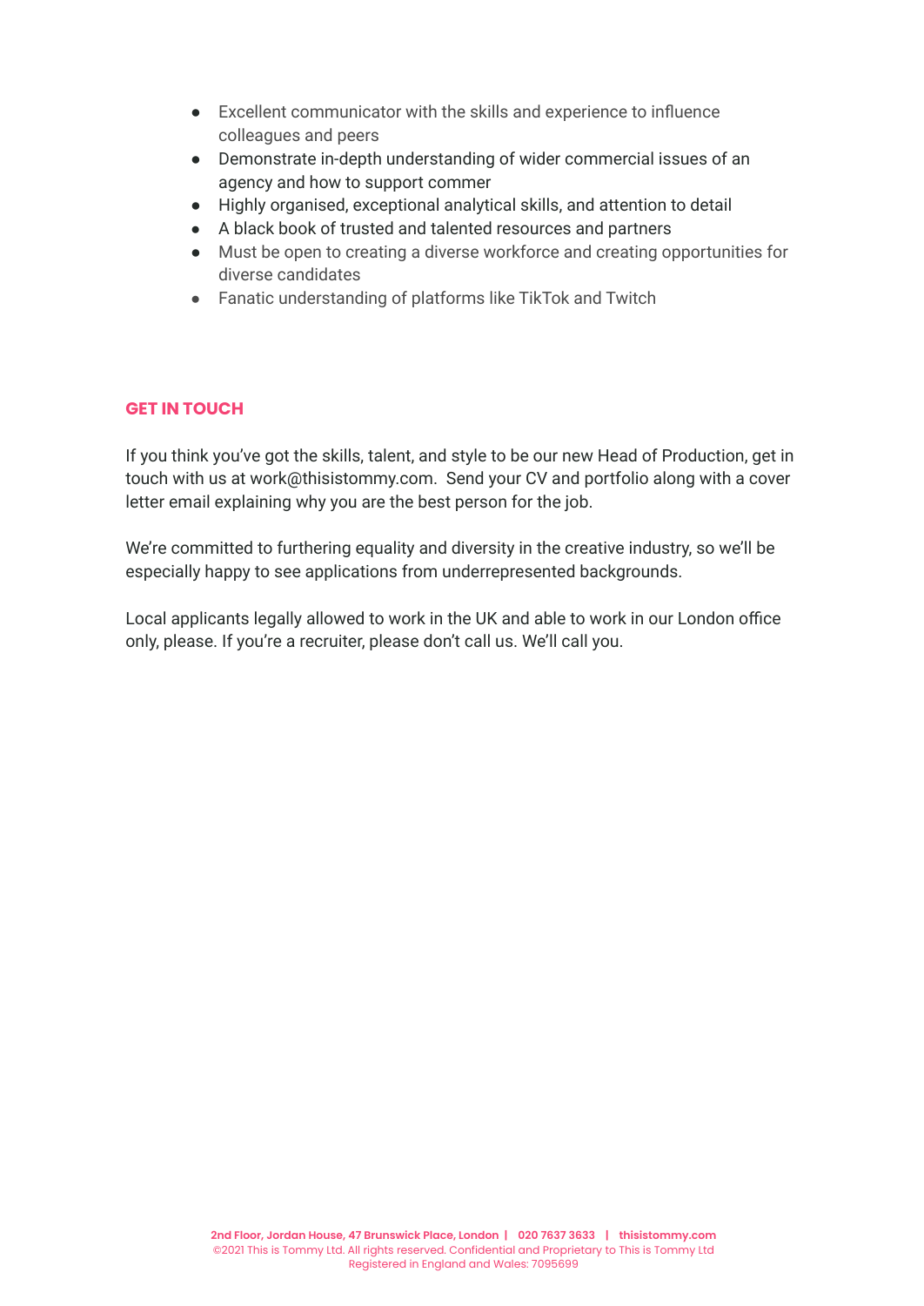- Excellent communicator with the skills and experience to influence colleagues and peers
- Demonstrate in-depth understanding of wider commercial issues of an agency and how to support commer
- Highly organised, exceptional analytical skills, and attention to detail
- A black book of trusted and talented resources and partners
- Must be open to creating a diverse workforce and creating opportunities for diverse candidates
- Fanatic understanding of platforms like TikTok and Twitch

## GET IN TOUCH

If you think you've got the skills, talent, and style to be our new Head of Production, get in touch with us at work@thisistommy.com. Send your CV and portfolio along with a cover letter email explaining why you are the best person for the job.

We're committed to furthering equality and diversity in the creative industry, so we'll be especially happy to see applications from underrepresented backgrounds.

Local applicants legally allowed to work in the UK and able to work in our London office only, please. If you're a recruiter, please don't call us. We'll call you.